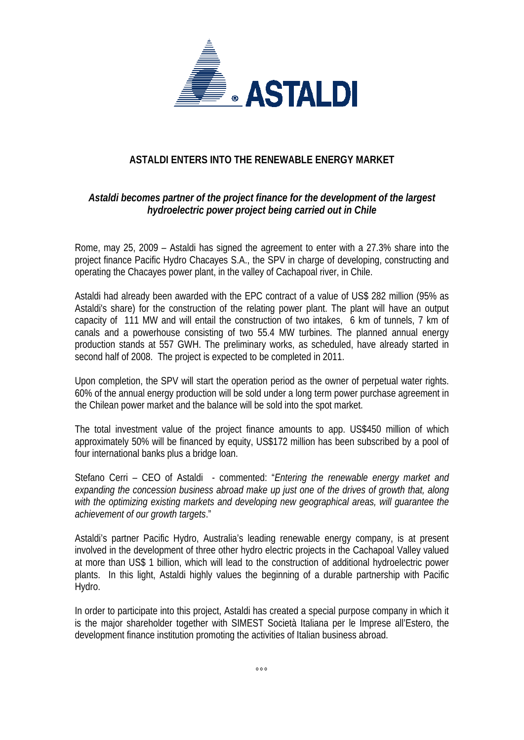# ASTALDI ENTERS INTO THE RENEWABLE ENERGY MARKET

***Astaldi becomes partner of the project finance for the development of the largest hydroelectric power project being carried out in Chile***

Rome, may 25, 2009 – Astaldi has signed the agreement to enter with a 27.3% share into the project finance Pacific Hydro Chacayes S.A., the SPV in charge of developing, constructing and operating the Chacayes power plant, in the valley of Cachapoal river, in Chile.

Astaldi had already been awarded with the EPC contract of a value of US$ 282 million (95% as Astaldi's share) for the construction of the relating power plant. The plant will have an output capacity of 111 MW and will entail the construction of two intakes, 6 km of tunnels, 7 km of canals and a powerhouse consisting of two 55.4 MW turbines. The planned annual energy production stands at 557 GWH. The preliminary works, as scheduled, have already started in second half of 2008. The project is expected to be completed in 2011.

Upon completion, the SPV will start the operation period as the owner of perpetual water rights. 60% of the annual energy production will be sold under a long term power purchase agreement in the Chilean power market and the balance will be sold into the spot market.

The total investment value of the project finance amounts to app. US$450 million of which approximately 50% will be financed by equity, US$172 million has been subscribed by a pool of four international banks plus a bridge loan.

Stefano Cerri – CEO of Astaldi - commented: "*Entering the renewable energy market and expanding the concession business abroad make up just one of the drives of growth that, along with the optimizing existing markets and developing new geographical areas, will guarantee the achievement of our growth targets*."

Astaldi's partner Pacific Hydro, Australia's leading renewable energy company, is at present involved in the development of three other hydro electric projects in the Cachapoal Valley valued at more than US$ 1 billion, which will lead to the construction of additional hydroelectric power plants. In this light, Astaldi highly values the beginning of a durable partnership with Pacific Hydro.

In order to participate into this project, Astaldi has created a special purpose company in which it is the major shareholder together with SIMEST Società Italiana per le Imprese all'Estero, the development finance institution promoting the activities of Italian business abroad.

°°°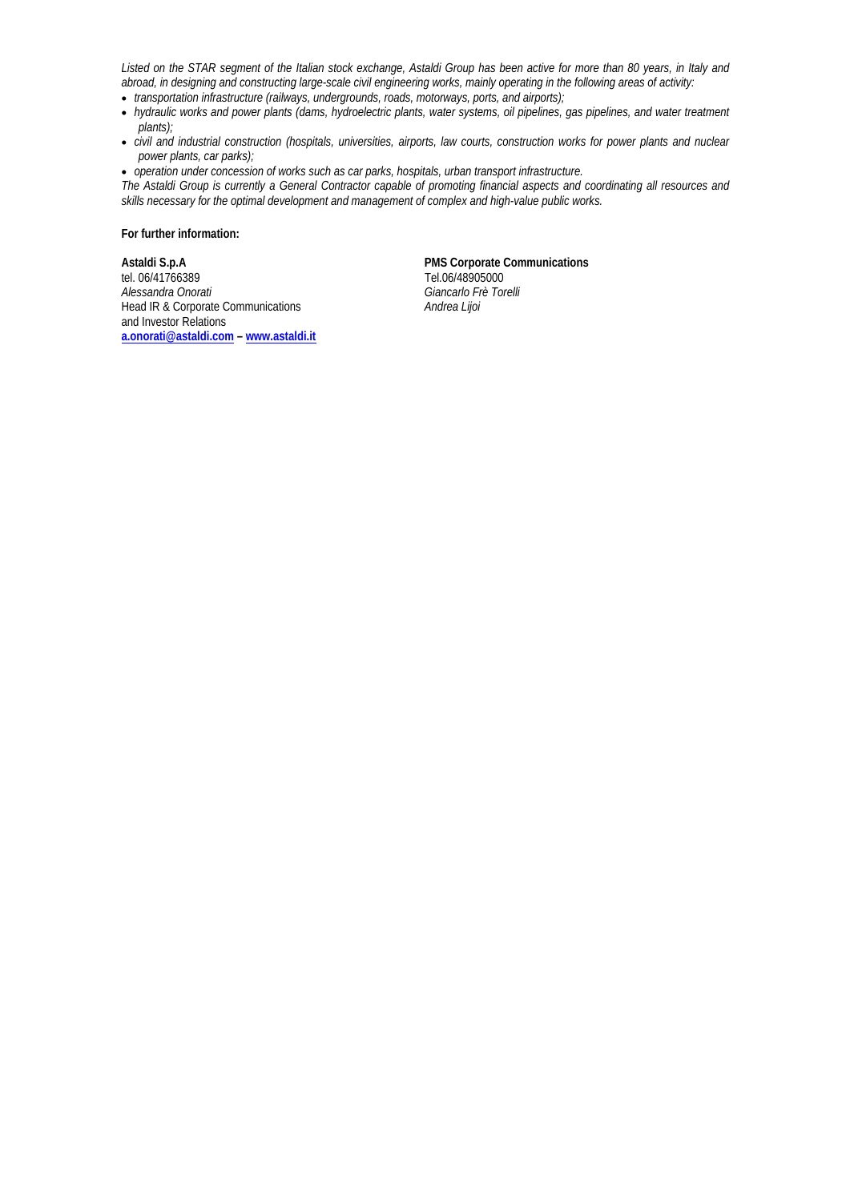*Listed on the STAR segment of the Italian stock exchange, Astaldi Group has been active for more than 80 years, in Italy and abroad, in designing and constructing large-scale civil engineering works, mainly operating in the following areas of activity:*

- *transportation infrastructure (railways, undergrounds, roads, motorways, ports, and airports);*
- *hydraulic works and power plants (dams, hydroelectric plants, water systems, oil pipelines, gas pipelines, and water treatment plants);*
- *civil and industrial construction (hospitals, universities, airports, law courts, construction works for power plants and nuclear power plants, car parks);*
- *operation under concession of works such as car parks, hospitals, urban transport infrastructure.*

*The Astaldi Group is currently a General Contractor capable of promoting financial aspects and coordinating all resources and skills necessary for the optimal development and management of complex and high-value public works.*

**For further information:**

**Astaldi S.p.A**
tel. 06/41766389
*Alessandra Onorati*
Head IR & Corporate Communications
and Investor Relations
**a.onorati@astaldi.com – www.astaldi.it**

**PMS Corporate Communications**
Tel.06/48905000
*Giancarlo Frè Torelli*
*Andrea Lijoi*